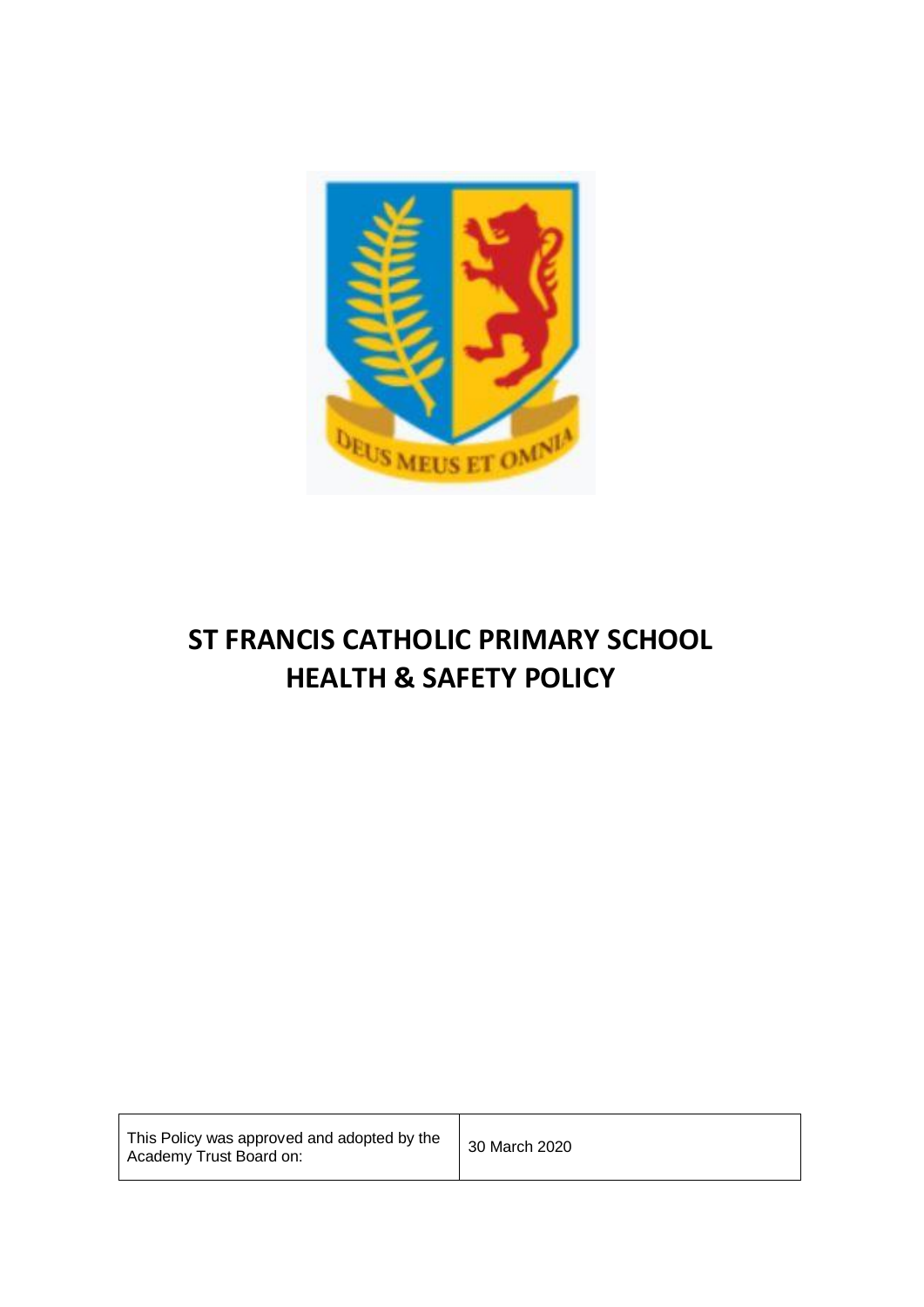# ST FRANCIS CATHOLIC PRIMARY SCHOOL HEALTH & SAFETY POLICY

| This Policy was approved and adopted by the Academy Trust Board on: | 30 March 2020 |
| --- | --- |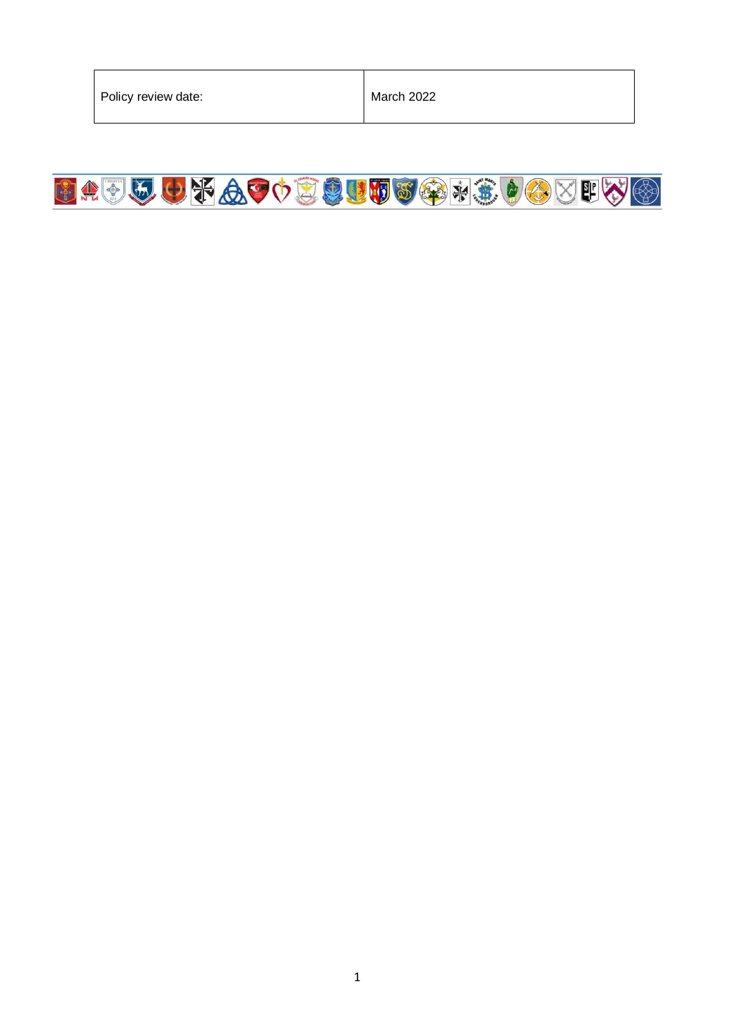| Policy review date: | March 2022 |
| --- | --- |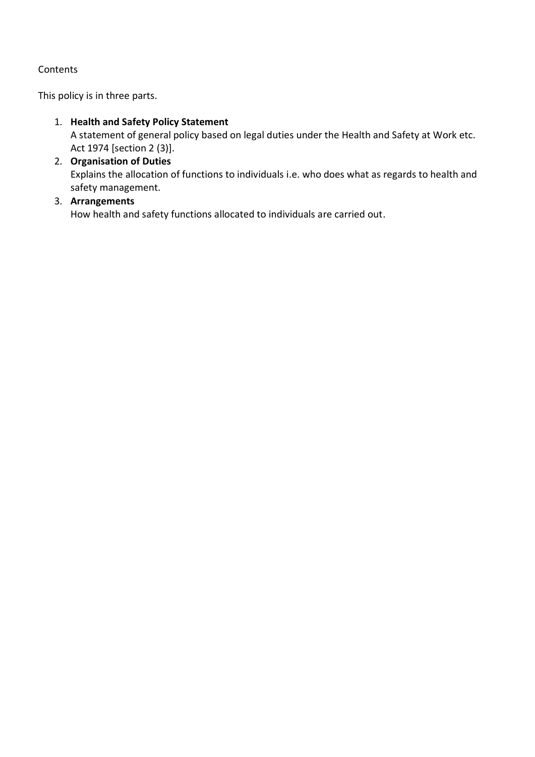Contents

This policy is in three parts.

1. **Health and Safety Policy Statement**
   A statement of general policy based on legal duties under the Health and Safety at Work etc. Act 1974 [section 2 (3)].
2. **Organisation of Duties**
   Explains the allocation of functions to individuals i.e. who does what as regards to health and safety management.
3. **Arrangements**
   How health and safety functions allocated to individuals are carried out.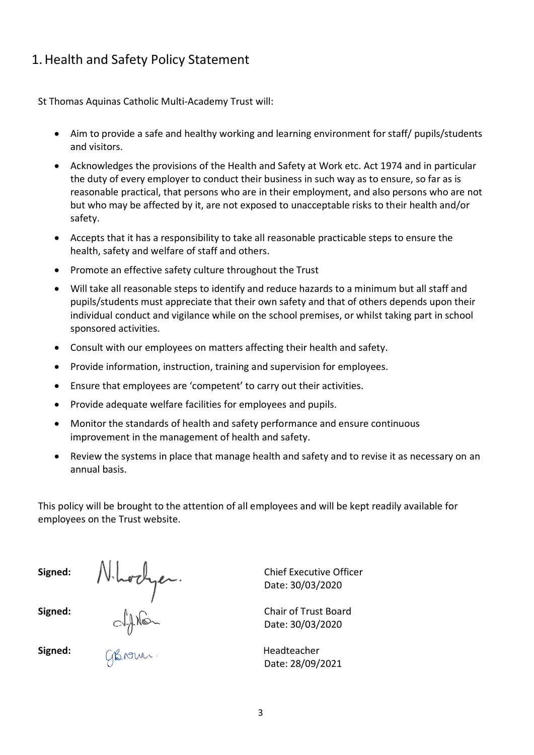# 1. Health and Safety Policy Statement

St Thomas Aquinas Catholic Multi-Academy Trust will:

- Aim to provide a safe and healthy working and learning environment for staff/ pupils/students and visitors.
- Acknowledges the provisions of the Health and Safety at Work etc. Act 1974 and in particular the duty of every employer to conduct their business in such way as to ensure, so far as is reasonable practical, that persons who are in their employment, and also persons who are not but who may be affected by it, are not exposed to unacceptable risks to their health and/or safety.
- Accepts that it has a responsibility to take all reasonable practicable steps to ensure the health, safety and welfare of staff and others.
- Promote an effective safety culture throughout the Trust
- Will take all reasonable steps to identify and reduce hazards to a minimum but all staff and pupils/students must appreciate that their own safety and that of others depends upon their individual conduct and vigilance while on the school premises, or whilst taking part in school sponsored activities.
- Consult with our employees on matters affecting their health and safety.
- Provide information, instruction, training and supervision for employees.
- Ensure that employees are 'competent' to carry out their activities.
- Provide adequate welfare facilities for employees and pupils.
- Monitor the standards of health and safety performance and ensure continuous improvement in the management of health and safety.
- Review the systems in place that manage health and safety and to revise it as necessary on an annual basis.

This policy will be brought to the attention of all employees and will be kept readily available for employees on the Trust website.

**Signed:** N. Hodges. — Chief Executive Officer
Date: 30/03/2020

**Signed:** [signature] — Chair of Trust Board
Date: 30/03/2020

**Signed:** G Brown. — Headteacher
Date: 28/09/2021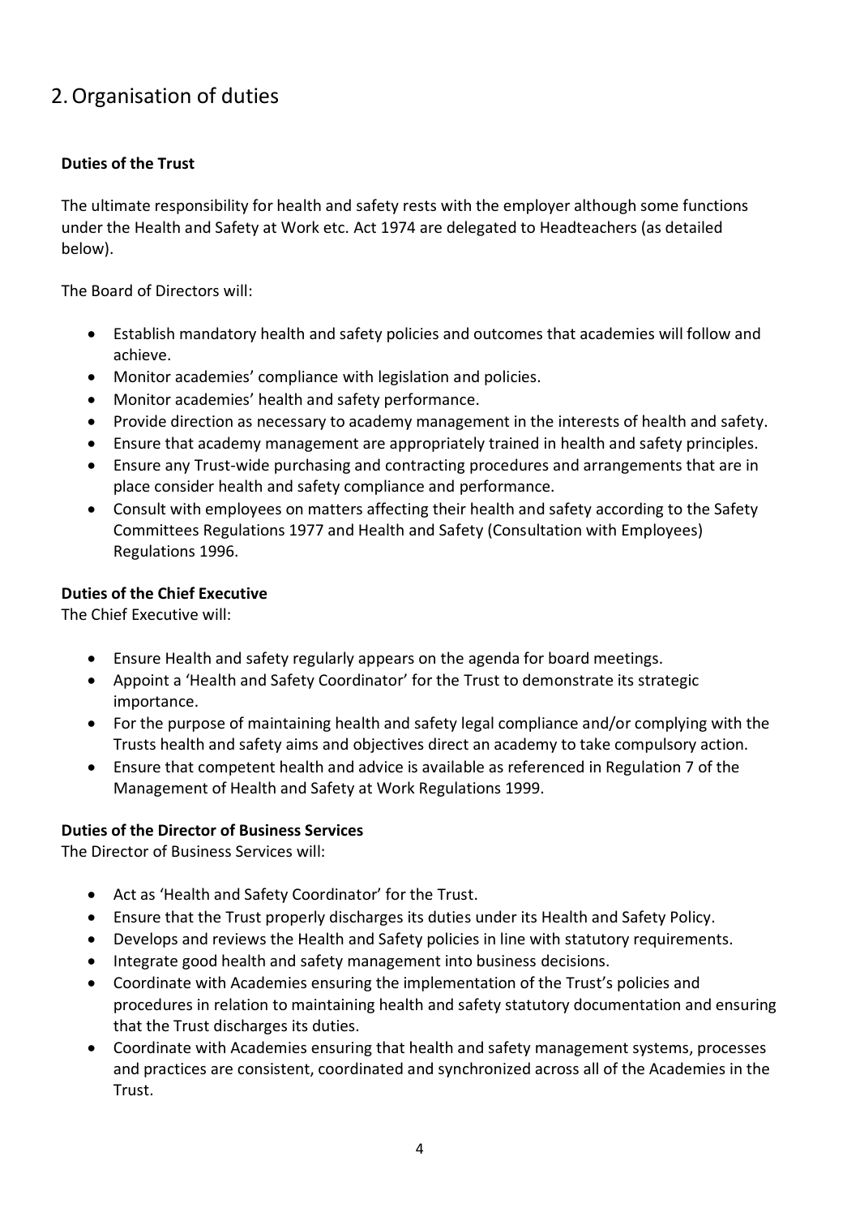## 2. Organisation of duties

### Duties of the Trust

The ultimate responsibility for health and safety rests with the employer although some functions under the Health and Safety at Work etc. Act 1974 are delegated to Headteachers (as detailed below).

The Board of Directors will:

- Establish mandatory health and safety policies and outcomes that academies will follow and achieve.
- Monitor academies' compliance with legislation and policies.
- Monitor academies' health and safety performance.
- Provide direction as necessary to academy management in the interests of health and safety.
- Ensure that academy management are appropriately trained in health and safety principles.
- Ensure any Trust-wide purchasing and contracting procedures and arrangements that are in place consider health and safety compliance and performance.
- Consult with employees on matters affecting their health and safety according to the Safety Committees Regulations 1977 and Health and Safety (Consultation with Employees) Regulations 1996.

### Duties of the Chief Executive

The Chief Executive will:

- Ensure Health and safety regularly appears on the agenda for board meetings.
- Appoint a 'Health and Safety Coordinator' for the Trust to demonstrate its strategic importance.
- For the purpose of maintaining health and safety legal compliance and/or complying with the Trusts health and safety aims and objectives direct an academy to take compulsory action.
- Ensure that competent health and advice is available as referenced in Regulation 7 of the Management of Health and Safety at Work Regulations 1999.

### Duties of the Director of Business Services

The Director of Business Services will:

- Act as 'Health and Safety Coordinator' for the Trust.
- Ensure that the Trust properly discharges its duties under its Health and Safety Policy.
- Develops and reviews the Health and Safety policies in line with statutory requirements.
- Integrate good health and safety management into business decisions.
- Coordinate with Academies ensuring the implementation of the Trust's policies and procedures in relation to maintaining health and safety statutory documentation and ensuring that the Trust discharges its duties.
- Coordinate with Academies ensuring that health and safety management systems, processes and practices are consistent, coordinated and synchronized across all of the Academies in the Trust.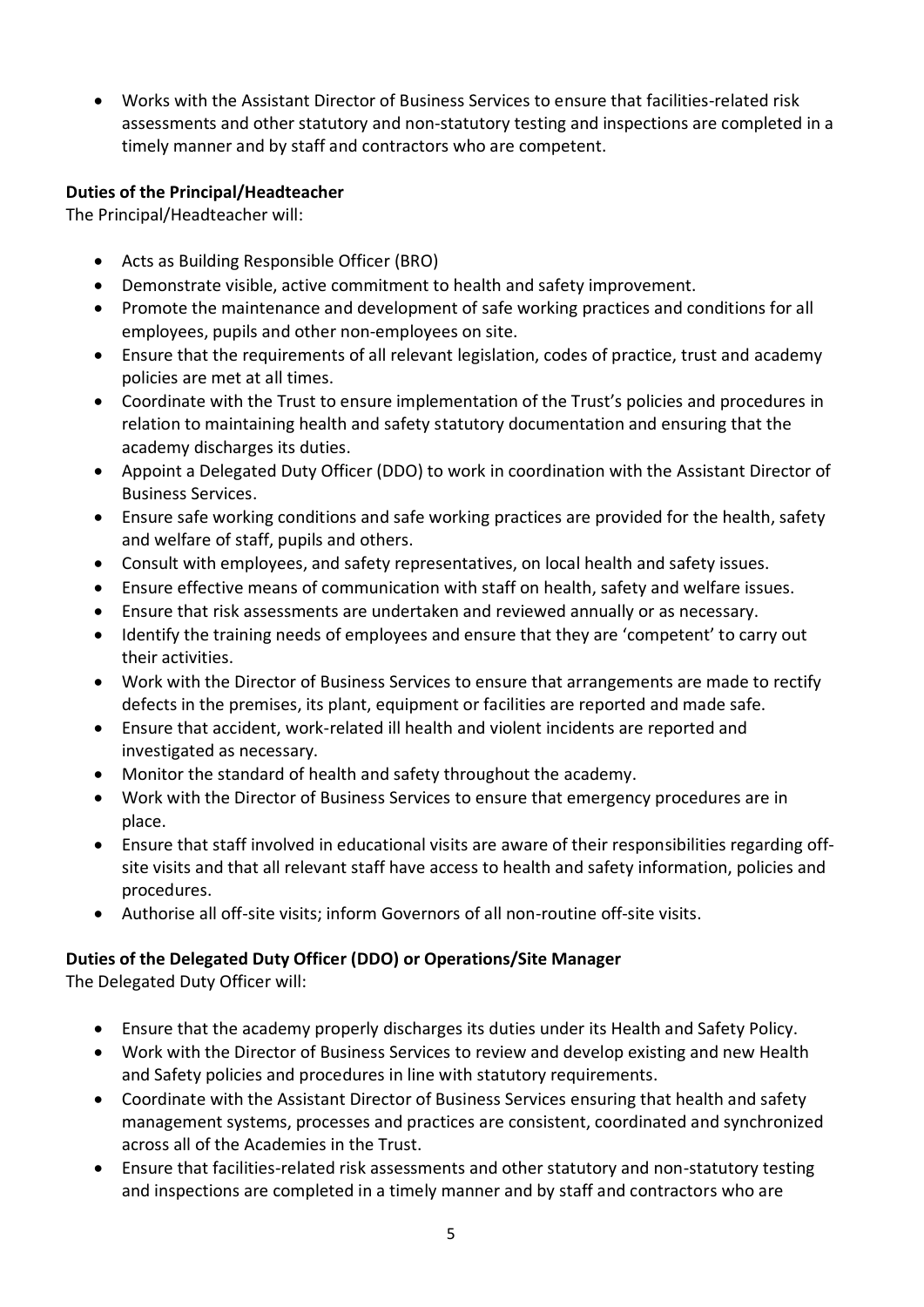- Works with the Assistant Director of Business Services to ensure that facilities-related risk assessments and other statutory and non-statutory testing and inspections are completed in a timely manner and by staff and contractors who are competent.

**Duties of the Principal/Headteacher**

The Principal/Headteacher will:

- Acts as Building Responsible Officer (BRO)
- Demonstrate visible, active commitment to health and safety improvement.
- Promote the maintenance and development of safe working practices and conditions for all employees, pupils and other non-employees on site.
- Ensure that the requirements of all relevant legislation, codes of practice, trust and academy policies are met at all times.
- Coordinate with the Trust to ensure implementation of the Trust's policies and procedures in relation to maintaining health and safety statutory documentation and ensuring that the academy discharges its duties.
- Appoint a Delegated Duty Officer (DDO) to work in coordination with the Assistant Director of Business Services.
- Ensure safe working conditions and safe working practices are provided for the health, safety and welfare of staff, pupils and others.
- Consult with employees, and safety representatives, on local health and safety issues.
- Ensure effective means of communication with staff on health, safety and welfare issues.
- Ensure that risk assessments are undertaken and reviewed annually or as necessary.
- Identify the training needs of employees and ensure that they are 'competent' to carry out their activities.
- Work with the Director of Business Services to ensure that arrangements are made to rectify defects in the premises, its plant, equipment or facilities are reported and made safe.
- Ensure that accident, work-related ill health and violent incidents are reported and investigated as necessary.
- Monitor the standard of health and safety throughout the academy.
- Work with the Director of Business Services to ensure that emergency procedures are in place.
- Ensure that staff involved in educational visits are aware of their responsibilities regarding off-site visits and that all relevant staff have access to health and safety information, policies and procedures.
- Authorise all off-site visits; inform Governors of all non-routine off-site visits.

**Duties of the Delegated Duty Officer (DDO) or Operations/Site Manager**

The Delegated Duty Officer will:

- Ensure that the academy properly discharges its duties under its Health and Safety Policy.
- Work with the Director of Business Services to review and develop existing and new Health and Safety policies and procedures in line with statutory requirements.
- Coordinate with the Assistant Director of Business Services ensuring that health and safety management systems, processes and practices are consistent, coordinated and synchronized across all of the Academies in the Trust.
- Ensure that facilities-related risk assessments and other statutory and non-statutory testing and inspections are completed in a timely manner and by staff and contractors who are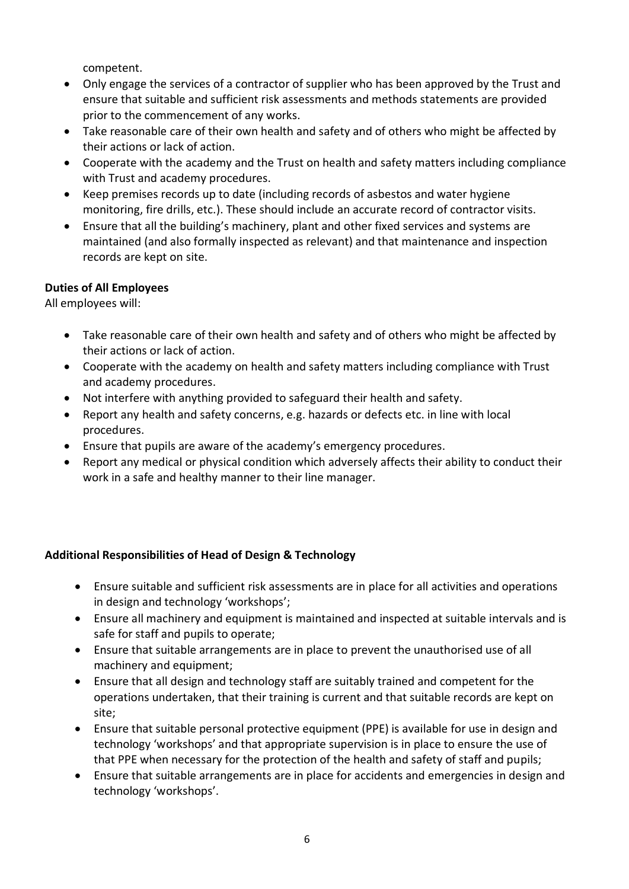competent.

- Only engage the services of a contractor of supplier who has been approved by the Trust and ensure that suitable and sufficient risk assessments and methods statements are provided prior to the commencement of any works.
- Take reasonable care of their own health and safety and of others who might be affected by their actions or lack of action.
- Cooperate with the academy and the Trust on health and safety matters including compliance with Trust and academy procedures.
- Keep premises records up to date (including records of asbestos and water hygiene monitoring, fire drills, etc.). These should include an accurate record of contractor visits.
- Ensure that all the building's machinery, plant and other fixed services and systems are maintained (and also formally inspected as relevant) and that maintenance and inspection records are kept on site.

**Duties of All Employees**

All employees will:

- Take reasonable care of their own health and safety and of others who might be affected by their actions or lack of action.
- Cooperate with the academy on health and safety matters including compliance with Trust and academy procedures.
- Not interfere with anything provided to safeguard their health and safety.
- Report any health and safety concerns, e.g. hazards or defects etc. in line with local procedures.
- Ensure that pupils are aware of the academy's emergency procedures.
- Report any medical or physical condition which adversely affects their ability to conduct their work in a safe and healthy manner to their line manager.

**Additional Responsibilities of Head of Design & Technology**

- Ensure suitable and sufficient risk assessments are in place for all activities and operations in design and technology 'workshops';
- Ensure all machinery and equipment is maintained and inspected at suitable intervals and is safe for staff and pupils to operate;
- Ensure that suitable arrangements are in place to prevent the unauthorised use of all machinery and equipment;
- Ensure that all design and technology staff are suitably trained and competent for the operations undertaken, that their training is current and that suitable records are kept on site;
- Ensure that suitable personal protective equipment (PPE) is available for use in design and technology 'workshops' and that appropriate supervision is in place to ensure the use of that PPE when necessary for the protection of the health and safety of staff and pupils;
- Ensure that suitable arrangements are in place for accidents and emergencies in design and technology 'workshops'.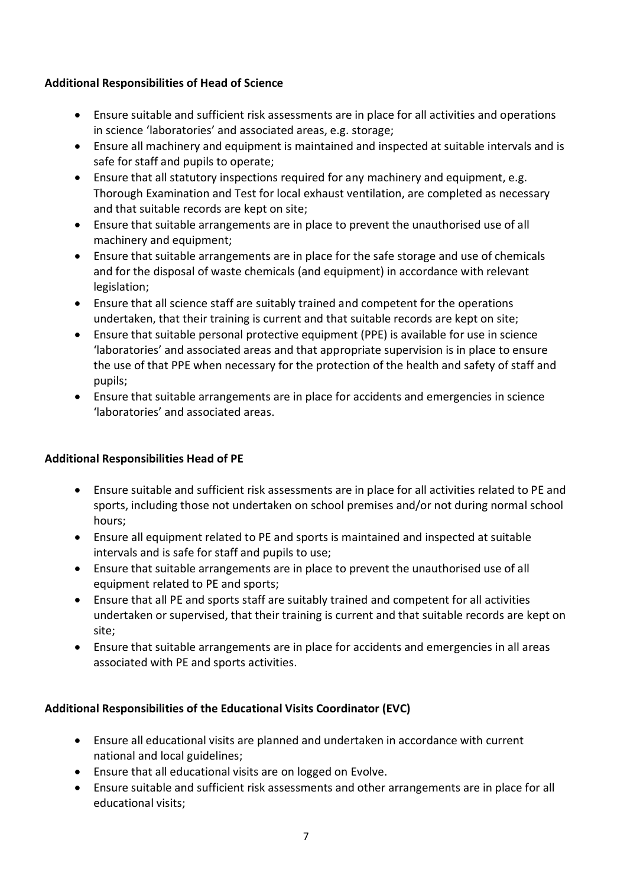**Additional Responsibilities of Head of Science**

- Ensure suitable and sufficient risk assessments are in place for all activities and operations in science 'laboratories' and associated areas, e.g. storage;
- Ensure all machinery and equipment is maintained and inspected at suitable intervals and is safe for staff and pupils to operate;
- Ensure that all statutory inspections required for any machinery and equipment, e.g. Thorough Examination and Test for local exhaust ventilation, are completed as necessary and that suitable records are kept on site;
- Ensure that suitable arrangements are in place to prevent the unauthorised use of all machinery and equipment;
- Ensure that suitable arrangements are in place for the safe storage and use of chemicals and for the disposal of waste chemicals (and equipment) in accordance with relevant legislation;
- Ensure that all science staff are suitably trained and competent for the operations undertaken, that their training is current and that suitable records are kept on site;
- Ensure that suitable personal protective equipment (PPE) is available for use in science 'laboratories' and associated areas and that appropriate supervision is in place to ensure the use of that PPE when necessary for the protection of the health and safety of staff and pupils;
- Ensure that suitable arrangements are in place for accidents and emergencies in science 'laboratories' and associated areas.

**Additional Responsibilities Head of PE**

- Ensure suitable and sufficient risk assessments are in place for all activities related to PE and sports, including those not undertaken on school premises and/or not during normal school hours;
- Ensure all equipment related to PE and sports is maintained and inspected at suitable intervals and is safe for staff and pupils to use;
- Ensure that suitable arrangements are in place to prevent the unauthorised use of all equipment related to PE and sports;
- Ensure that all PE and sports staff are suitably trained and competent for all activities undertaken or supervised, that their training is current and that suitable records are kept on site;
- Ensure that suitable arrangements are in place for accidents and emergencies in all areas associated with PE and sports activities.

**Additional Responsibilities of the Educational Visits Coordinator (EVC)**

- Ensure all educational visits are planned and undertaken in accordance with current national and local guidelines;
- Ensure that all educational visits are on logged on Evolve.
- Ensure suitable and sufficient risk assessments and other arrangements are in place for all educational visits;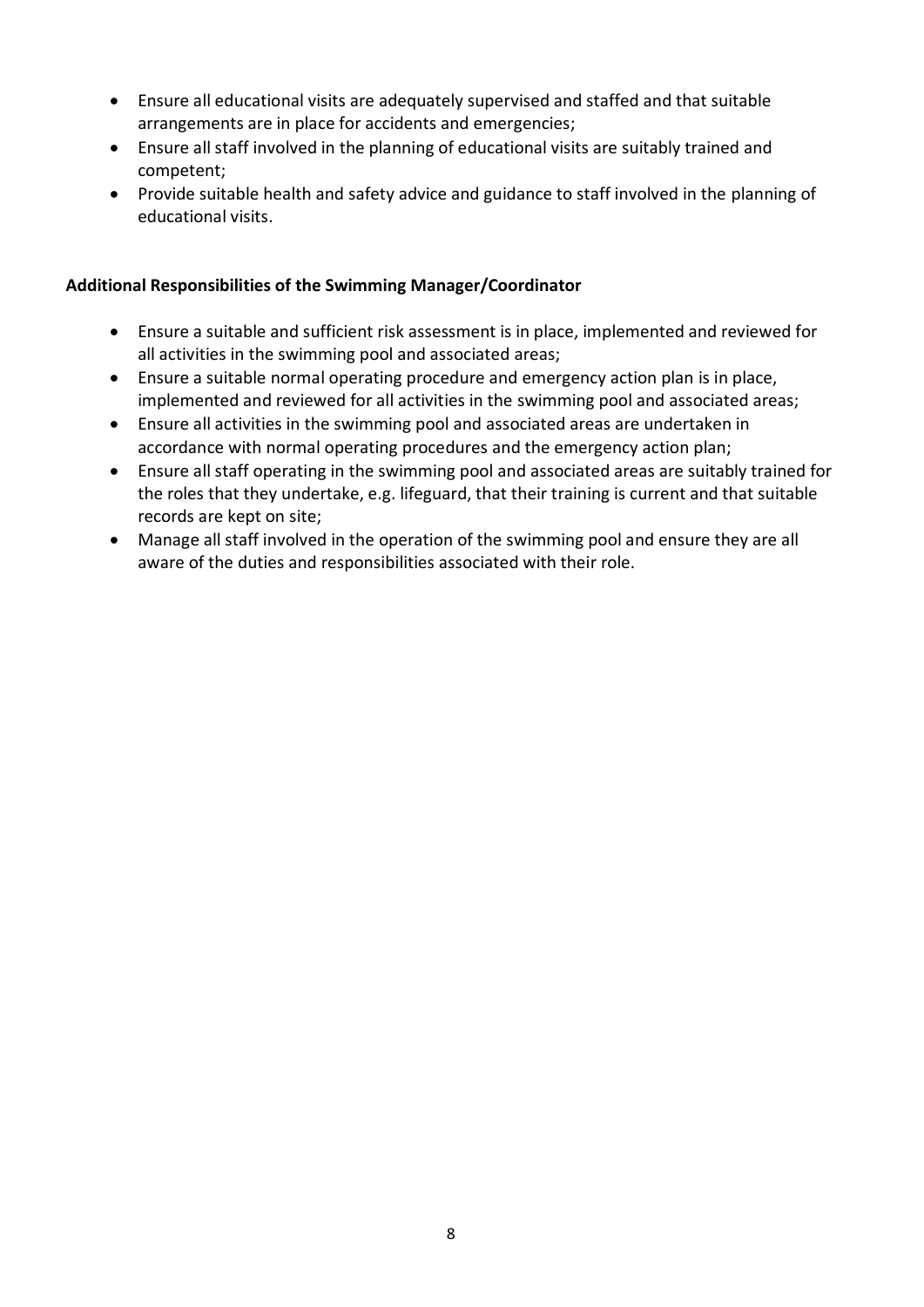- Ensure all educational visits are adequately supervised and staffed and that suitable arrangements are in place for accidents and emergencies;
- Ensure all staff involved in the planning of educational visits are suitably trained and competent;
- Provide suitable health and safety advice and guidance to staff involved in the planning of educational visits.

**Additional Responsibilities of the Swimming Manager/Coordinator**

- Ensure a suitable and sufficient risk assessment is in place, implemented and reviewed for all activities in the swimming pool and associated areas;
- Ensure a suitable normal operating procedure and emergency action plan is in place, implemented and reviewed for all activities in the swimming pool and associated areas;
- Ensure all activities in the swimming pool and associated areas are undertaken in accordance with normal operating procedures and the emergency action plan;
- Ensure all staff operating in the swimming pool and associated areas are suitably trained for the roles that they undertake, e.g. lifeguard, that their training is current and that suitable records are kept on site;
- Manage all staff involved in the operation of the swimming pool and ensure they are all aware of the duties and responsibilities associated with their role.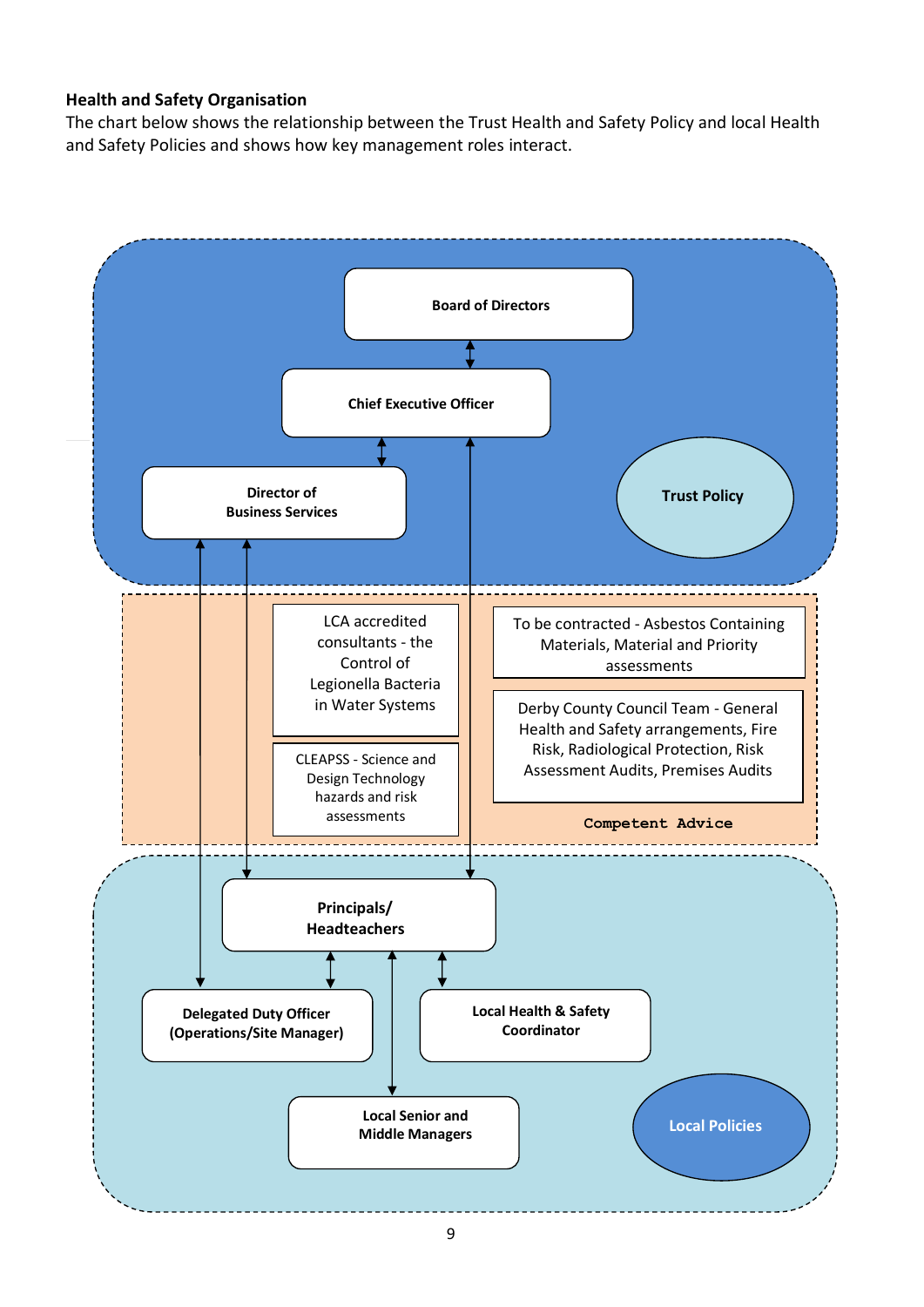**Health and Safety Organisation**

The chart below shows the relationship between the Trust Health and Safety Policy and local Health and Safety Policies and shows how key management roles interact.

**Board of Directors**

**Chief Executive Officer**

**Director of Business Services**

**Trust Policy**

LCA accredited consultants - the Control of Legionella Bacteria in Water Systems

CLEAPSS - Science and Design Technology hazards and risk assessments

To be contracted - Asbestos Containing Materials, Material and Priority assessments

Derby County Council Team - General Health and Safety arrangements, Fire Risk, Radiological Protection, Risk Assessment Audits, Premises Audits

**Competent Advice**

**Principals/ Headteachers**

**Delegated Duty Officer (Operations/Site Manager)**

**Local Health & Safety Coordinator**

**Local Senior and Middle Managers**

**Local Policies**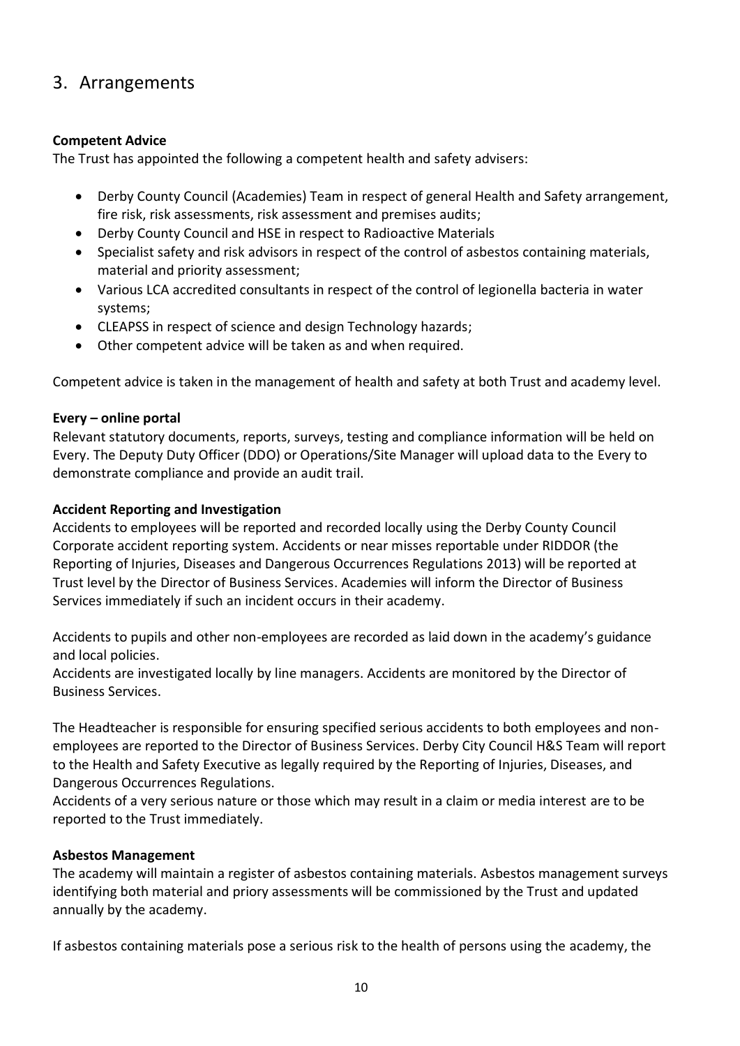## 3. Arrangements

**Competent Advice**

The Trust has appointed the following a competent health and safety advisers:

- Derby County Council (Academies) Team in respect of general Health and Safety arrangement, fire risk, risk assessments, risk assessment and premises audits;
- Derby County Council and HSE in respect to Radioactive Materials
- Specialist safety and risk advisors in respect of the control of asbestos containing materials, material and priority assessment;
- Various LCA accredited consultants in respect of the control of legionella bacteria in water systems;
- CLEAPSS in respect of science and design Technology hazards;
- Other competent advice will be taken as and when required.

Competent advice is taken in the management of health and safety at both Trust and academy level.

**Every – online portal**

Relevant statutory documents, reports, surveys, testing and compliance information will be held on Every. The Deputy Duty Officer (DDO) or Operations/Site Manager will upload data to the Every to demonstrate compliance and provide an audit trail.

**Accident Reporting and Investigation**

Accidents to employees will be reported and recorded locally using the Derby County Council Corporate accident reporting system. Accidents or near misses reportable under RIDDOR (the Reporting of Injuries, Diseases and Dangerous Occurrences Regulations 2013) will be reported at Trust level by the Director of Business Services. Academies will inform the Director of Business Services immediately if such an incident occurs in their academy.

Accidents to pupils and other non-employees are recorded as laid down in the academy's guidance and local policies.

Accidents are investigated locally by line managers. Accidents are monitored by the Director of Business Services.

The Headteacher is responsible for ensuring specified serious accidents to both employees and non-employees are reported to the Director of Business Services. Derby City Council H&S Team will report to the Health and Safety Executive as legally required by the Reporting of Injuries, Diseases, and Dangerous Occurrences Regulations.

Accidents of a very serious nature or those which may result in a claim or media interest are to be reported to the Trust immediately.

**Asbestos Management**

The academy will maintain a register of asbestos containing materials. Asbestos management surveys identifying both material and priory assessments will be commissioned by the Trust and updated annually by the academy.

If asbestos containing materials pose a serious risk to the health of persons using the academy, the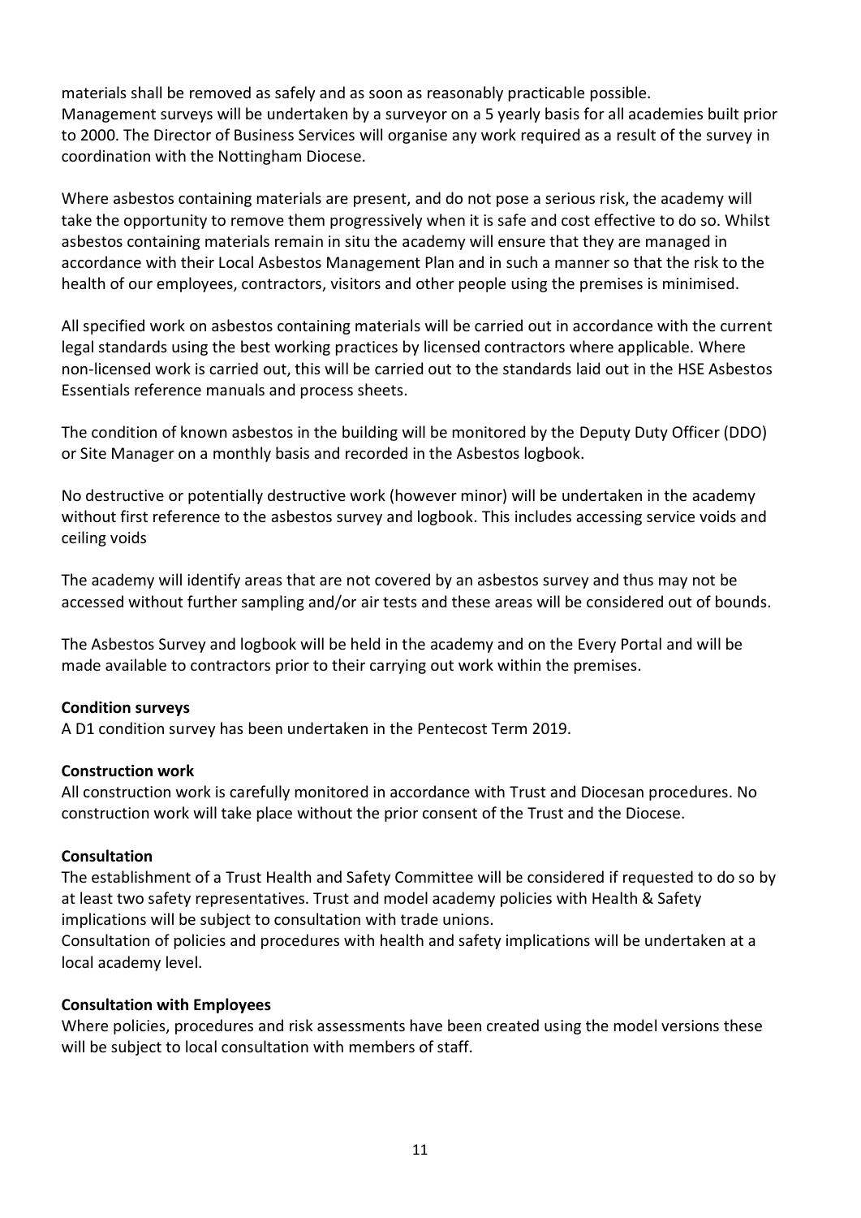materials shall be removed as safely and as soon as reasonably practicable possible.
Management surveys will be undertaken by a surveyor on a 5 yearly basis for all academies built prior to 2000. The Director of Business Services will organise any work required as a result of the survey in coordination with the Nottingham Diocese.

Where asbestos containing materials are present, and do not pose a serious risk, the academy will take the opportunity to remove them progressively when it is safe and cost effective to do so. Whilst asbestos containing materials remain in situ the academy will ensure that they are managed in accordance with their Local Asbestos Management Plan and in such a manner so that the risk to the health of our employees, contractors, visitors and other people using the premises is minimised.

All specified work on asbestos containing materials will be carried out in accordance with the current legal standards using the best working practices by licensed contractors where applicable. Where non-licensed work is carried out, this will be carried out to the standards laid out in the HSE Asbestos Essentials reference manuals and process sheets.

The condition of known asbestos in the building will be monitored by the Deputy Duty Officer (DDO) or Site Manager on a monthly basis and recorded in the Asbestos logbook.

No destructive or potentially destructive work (however minor) will be undertaken in the academy without first reference to the asbestos survey and logbook. This includes accessing service voids and ceiling voids

The academy will identify areas that are not covered by an asbestos survey and thus may not be accessed without further sampling and/or air tests and these areas will be considered out of bounds.

The Asbestos Survey and logbook will be held in the academy and on the Every Portal and will be made available to contractors prior to their carrying out work within the premises.

**Condition surveys**
A D1 condition survey has been undertaken in the Pentecost Term 2019.

**Construction work**
All construction work is carefully monitored in accordance with Trust and Diocesan procedures. No construction work will take place without the prior consent of the Trust and the Diocese.

**Consultation**
The establishment of a Trust Health and Safety Committee will be considered if requested to do so by at least two safety representatives. Trust and model academy policies with Health & Safety implications will be subject to consultation with trade unions.
Consultation of policies and procedures with health and safety implications will be undertaken at a local academy level.

**Consultation with Employees**
Where policies, procedures and risk assessments have been created using the model versions these will be subject to local consultation with members of staff.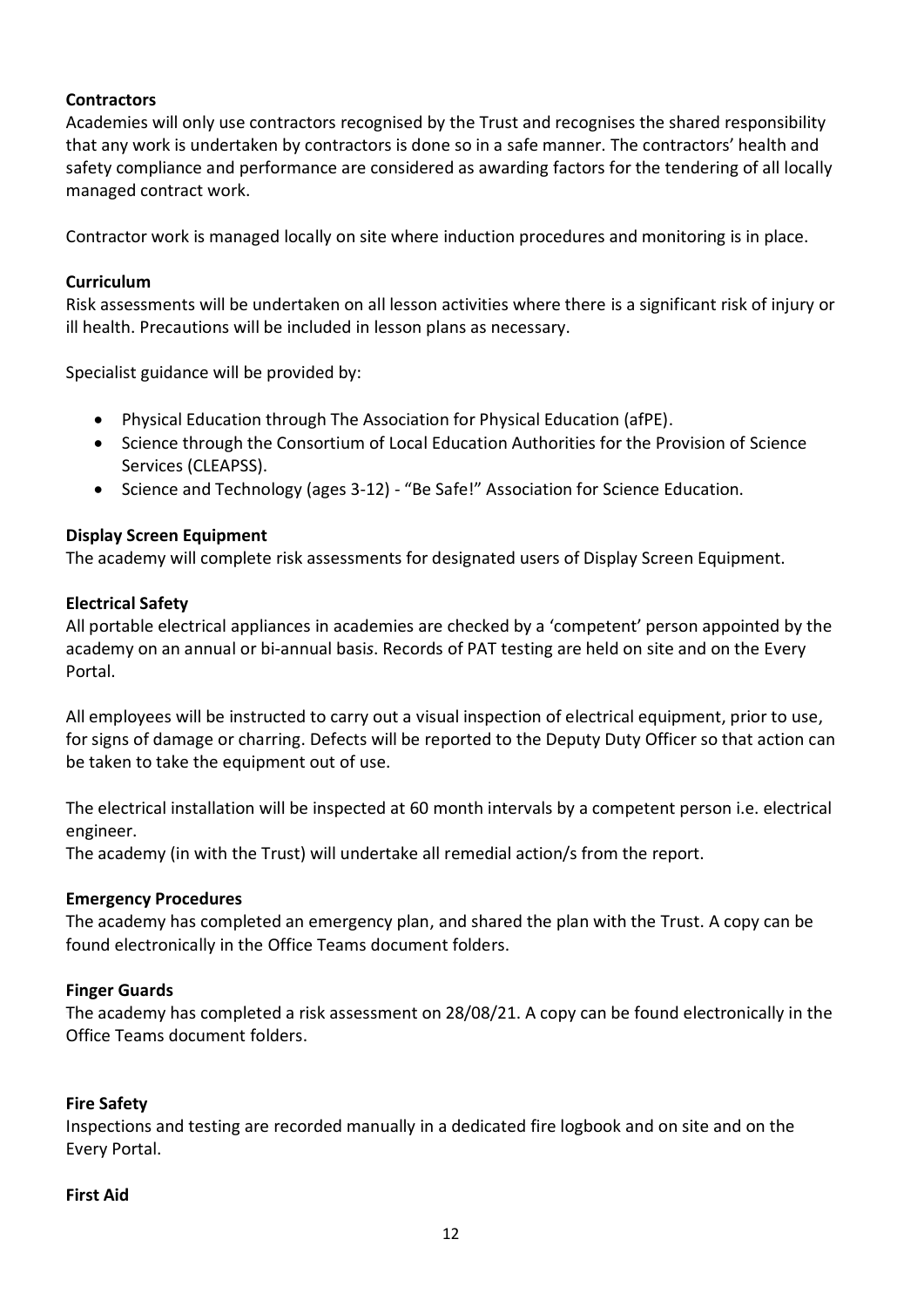**Contractors**

Academies will only use contractors recognised by the Trust and recognises the shared responsibility that any work is undertaken by contractors is done so in a safe manner. The contractors' health and safety compliance and performance are considered as awarding factors for the tendering of all locally managed contract work.

Contractor work is managed locally on site where induction procedures and monitoring is in place.

**Curriculum**

Risk assessments will be undertaken on all lesson activities where there is a significant risk of injury or ill health. Precautions will be included in lesson plans as necessary.

Specialist guidance will be provided by:

- Physical Education through The Association for Physical Education (afPE).
- Science through the Consortium of Local Education Authorities for the Provision of Science Services (CLEAPSS).
- Science and Technology (ages 3-12) - "Be Safe!" Association for Science Education.

**Display Screen Equipment**

The academy will complete risk assessments for designated users of Display Screen Equipment.

**Electrical Safety**

All portable electrical appliances in academies are checked by a 'competent' person appointed by the academy on an annual or bi-annual basis. Records of PAT testing are held on site and on the Every Portal.

All employees will be instructed to carry out a visual inspection of electrical equipment, prior to use, for signs of damage or charring. Defects will be reported to the Deputy Duty Officer so that action can be taken to take the equipment out of use.

The electrical installation will be inspected at 60 month intervals by a competent person i.e. electrical engineer.
The academy (in with the Trust) will undertake all remedial action/s from the report.

**Emergency Procedures**

The academy has completed an emergency plan, and shared the plan with the Trust. A copy can be found electronically in the Office Teams document folders.

**Finger Guards**

The academy has completed a risk assessment on 28/08/21. A copy can be found electronically in the Office Teams document folders.

**Fire Safety**

Inspections and testing are recorded manually in a dedicated fire logbook and on site and on the Every Portal.

**First Aid**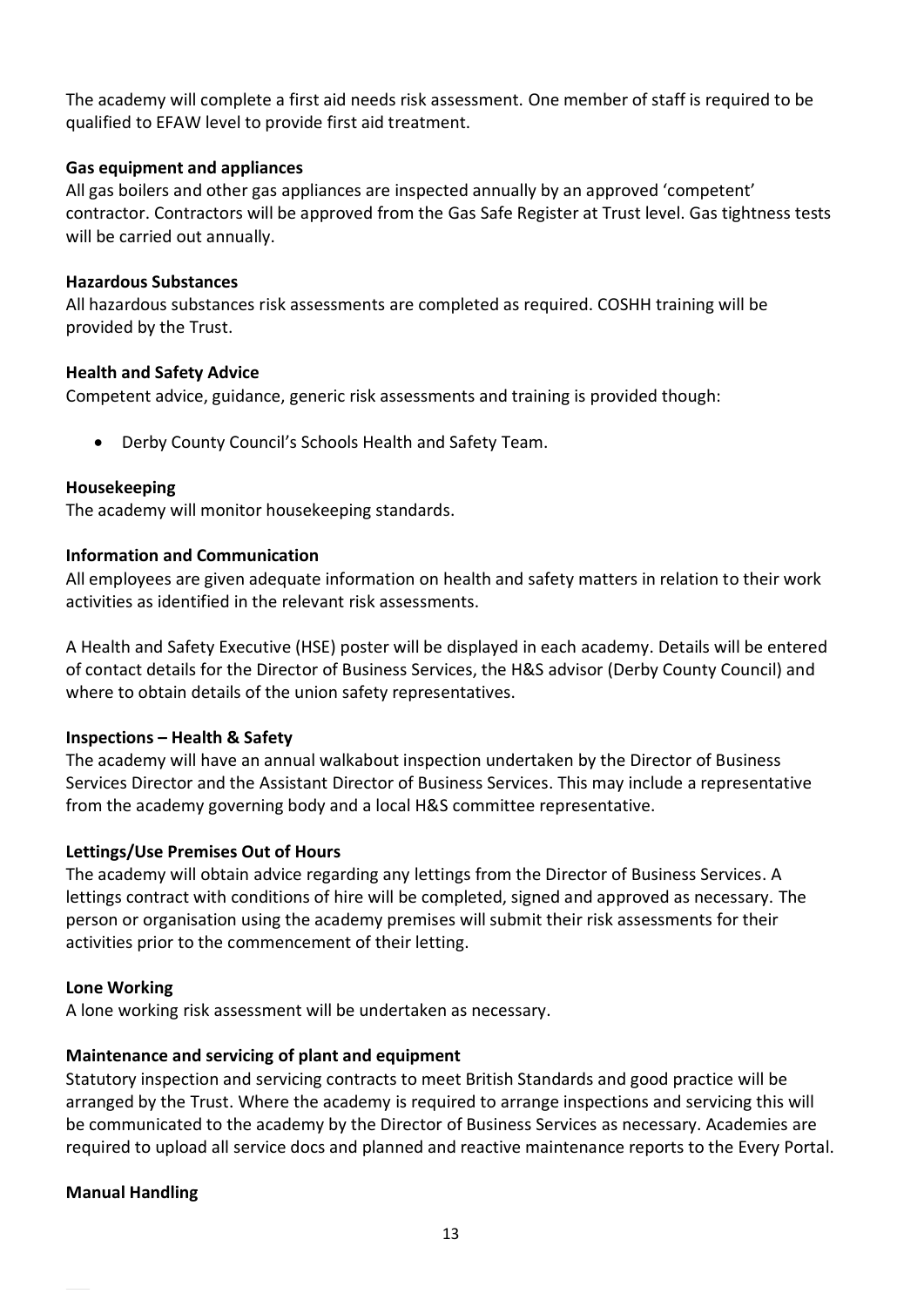The academy will complete a first aid needs risk assessment. One member of staff is required to be qualified to EFAW level to provide first aid treatment.

**Gas equipment and appliances**
All gas boilers and other gas appliances are inspected annually by an approved 'competent' contractor. Contractors will be approved from the Gas Safe Register at Trust level. Gas tightness tests will be carried out annually.

**Hazardous Substances**
All hazardous substances risk assessments are completed as required. COSHH training will be provided by the Trust.

**Health and Safety Advice**
Competent advice, guidance, generic risk assessments and training is provided though:

- Derby County Council's Schools Health and Safety Team.

**Housekeeping**
The academy will monitor housekeeping standards.

**Information and Communication**
All employees are given adequate information on health and safety matters in relation to their work activities as identified in the relevant risk assessments.

A Health and Safety Executive (HSE) poster will be displayed in each academy. Details will be entered of contact details for the Director of Business Services, the H&S advisor (Derby County Council) and where to obtain details of the union safety representatives.

**Inspections – Health & Safety**
The academy will have an annual walkabout inspection undertaken by the Director of Business Services Director and the Assistant Director of Business Services. This may include a representative from the academy governing body and a local H&S committee representative.

**Lettings/Use Premises Out of Hours**
The academy will obtain advice regarding any lettings from the Director of Business Services. A lettings contract with conditions of hire will be completed, signed and approved as necessary. The person or organisation using the academy premises will submit their risk assessments for their activities prior to the commencement of their letting.

**Lone Working**
A lone working risk assessment will be undertaken as necessary.

**Maintenance and servicing of plant and equipment**
Statutory inspection and servicing contracts to meet British Standards and good practice will be arranged by the Trust. Where the academy is required to arrange inspections and servicing this will be communicated to the academy by the Director of Business Services as necessary. Academies are required to upload all service docs and planned and reactive maintenance reports to the Every Portal.

**Manual Handling**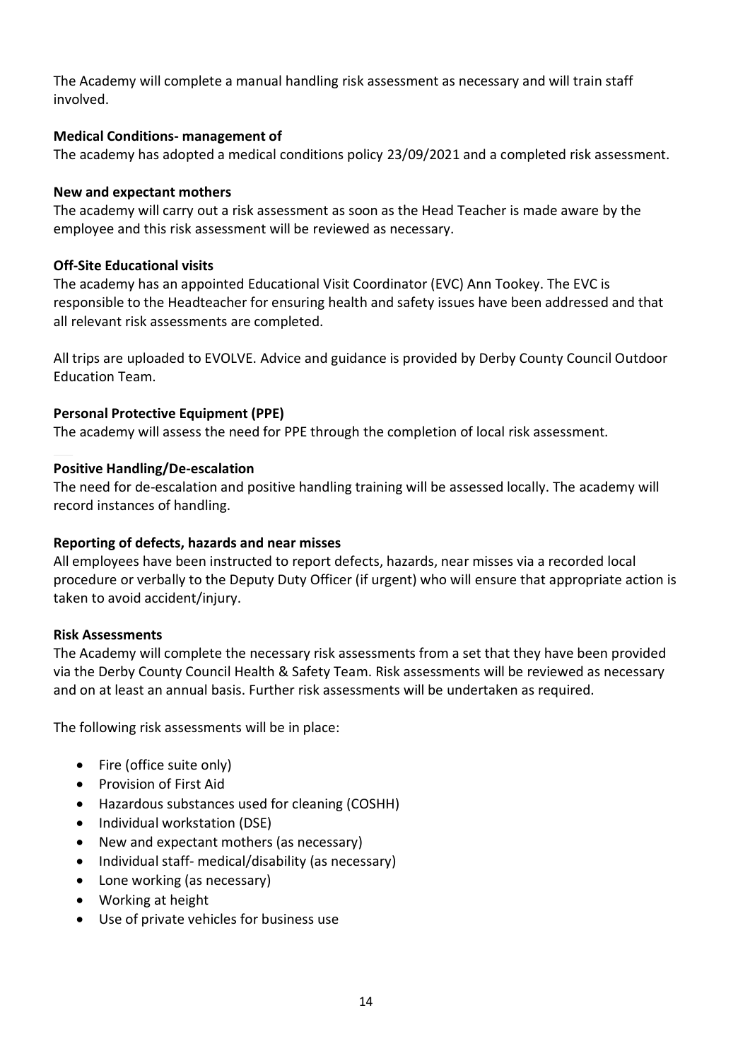The Academy will complete a manual handling risk assessment as necessary and will train staff involved.

**Medical Conditions- management of**

The academy has adopted a medical conditions policy 23/09/2021 and a completed risk assessment.

**New and expectant mothers**

The academy will carry out a risk assessment as soon as the Head Teacher is made aware by the employee and this risk assessment will be reviewed as necessary.

**Off-Site Educational visits**

The academy has an appointed Educational Visit Coordinator (EVC) Ann Tookey. The EVC is responsible to the Headteacher for ensuring health and safety issues have been addressed and that all relevant risk assessments are completed.

All trips are uploaded to EVOLVE. Advice and guidance is provided by Derby County Council Outdoor Education Team.

**Personal Protective Equipment (PPE)**

The academy will assess the need for PPE through the completion of local risk assessment.

**Positive Handling/De-escalation**

The need for de-escalation and positive handling training will be assessed locally. The academy will record instances of handling.

**Reporting of defects, hazards and near misses**

All employees have been instructed to report defects, hazards, near misses via a recorded local procedure or verbally to the Deputy Duty Officer (if urgent) who will ensure that appropriate action is taken to avoid accident/injury.

**Risk Assessments**

The Academy will complete the necessary risk assessments from a set that they have been provided via the Derby County Council Health & Safety Team. Risk assessments will be reviewed as necessary and on at least an annual basis. Further risk assessments will be undertaken as required.

The following risk assessments will be in place:

- Fire (office suite only)
- Provision of First Aid
- Hazardous substances used for cleaning (COSHH)
- Individual workstation (DSE)
- New and expectant mothers (as necessary)
- Individual staff- medical/disability (as necessary)
- Lone working (as necessary)
- Working at height
- Use of private vehicles for business use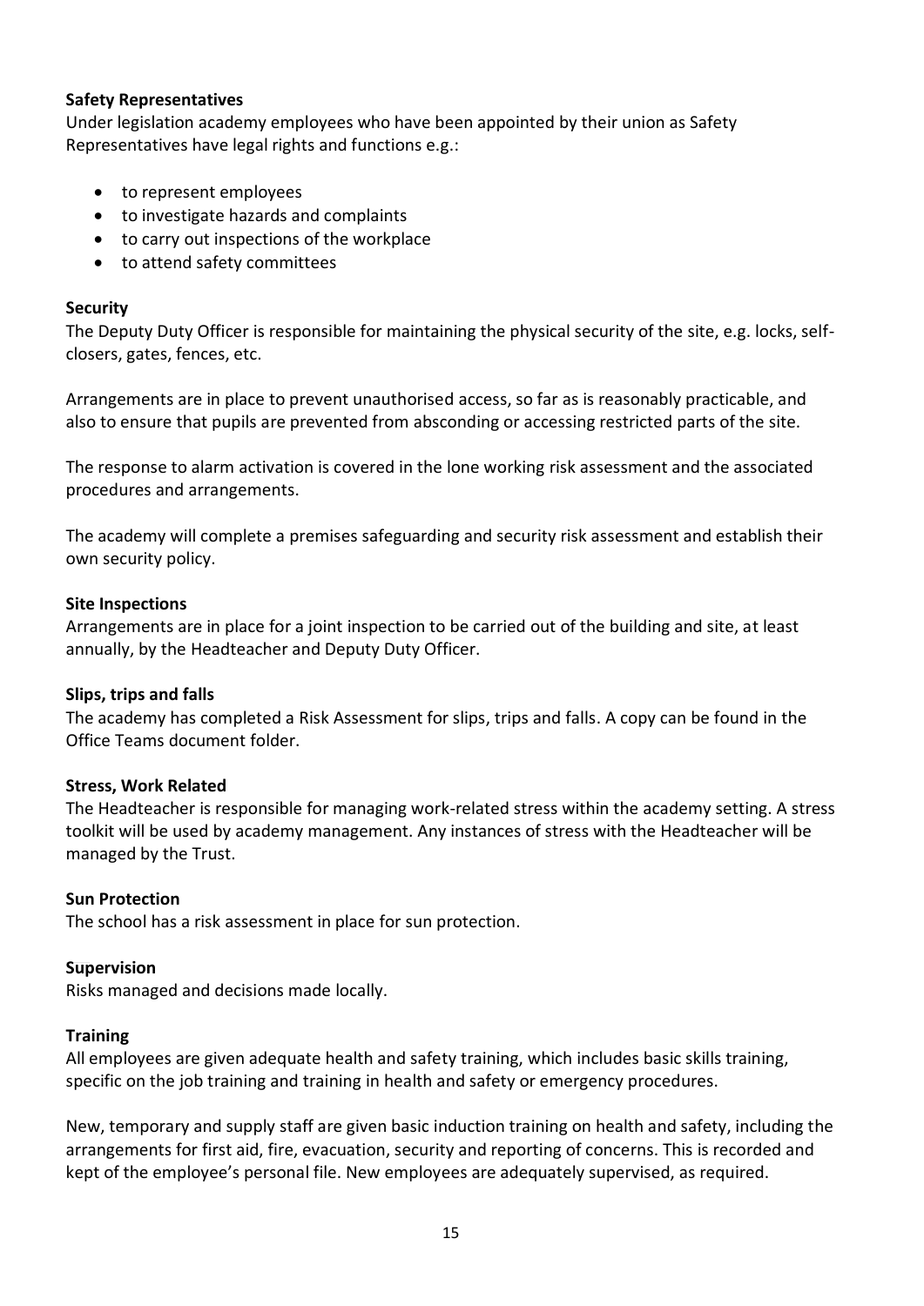**Safety Representatives**

Under legislation academy employees who have been appointed by their union as Safety Representatives have legal rights and functions e.g.:

- to represent employees
- to investigate hazards and complaints
- to carry out inspections of the workplace
- to attend safety committees

**Security**

The Deputy Duty Officer is responsible for maintaining the physical security of the site, e.g. locks, self-closers, gates, fences, etc.

Arrangements are in place to prevent unauthorised access, so far as is reasonably practicable, and also to ensure that pupils are prevented from absconding or accessing restricted parts of the site.

The response to alarm activation is covered in the lone working risk assessment and the associated procedures and arrangements.

The academy will complete a premises safeguarding and security risk assessment and establish their own security policy.

**Site Inspections**

Arrangements are in place for a joint inspection to be carried out of the building and site, at least annually, by the Headteacher and Deputy Duty Officer.

**Slips, trips and falls**

The academy has completed a Risk Assessment for slips, trips and falls. A copy can be found in the Office Teams document folder.

**Stress, Work Related**

The Headteacher is responsible for managing work-related stress within the academy setting. A stress toolkit will be used by academy management. Any instances of stress with the Headteacher will be managed by the Trust.

**Sun Protection**

The school has a risk assessment in place for sun protection.

**Supervision**

Risks managed and decisions made locally.

**Training**

All employees are given adequate health and safety training, which includes basic skills training, specific on the job training and training in health and safety or emergency procedures.

New, temporary and supply staff are given basic induction training on health and safety, including the arrangements for first aid, fire, evacuation, security and reporting of concerns. This is recorded and kept of the employee's personal file. New employees are adequately supervised, as required.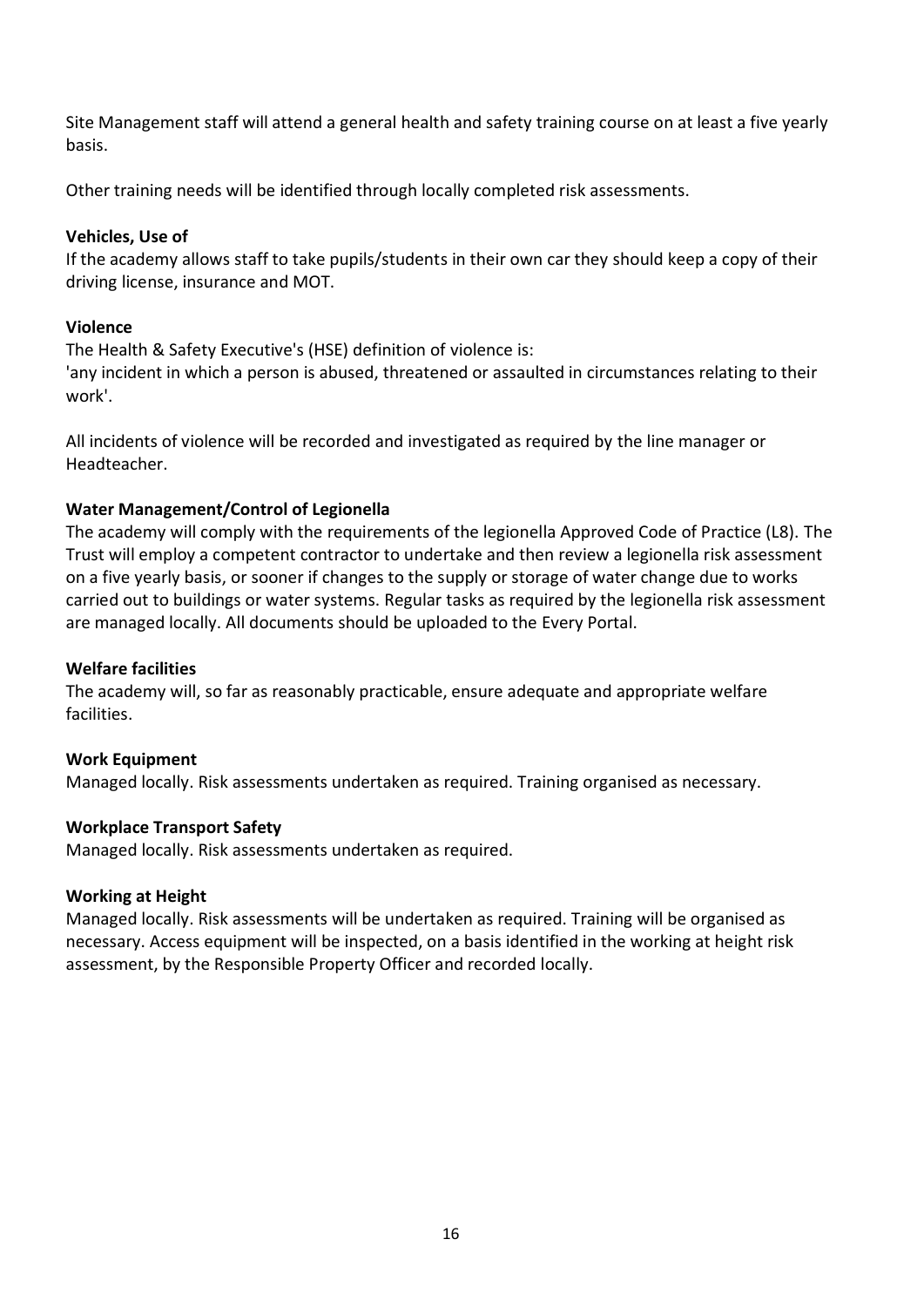Site Management staff will attend a general health and safety training course on at least a five yearly basis.

Other training needs will be identified through locally completed risk assessments.

**Vehicles, Use of**

If the academy allows staff to take pupils/students in their own car they should keep a copy of their driving license, insurance and MOT.

**Violence**

The Health & Safety Executive's (HSE) definition of violence is:
'any incident in which a person is abused, threatened or assaulted in circumstances relating to their work'.

All incidents of violence will be recorded and investigated as required by the line manager or Headteacher.

**Water Management/Control of Legionella**

The academy will comply with the requirements of the legionella Approved Code of Practice (L8). The Trust will employ a competent contractor to undertake and then review a legionella risk assessment on a five yearly basis, or sooner if changes to the supply or storage of water change due to works carried out to buildings or water systems. Regular tasks as required by the legionella risk assessment are managed locally. All documents should be uploaded to the Every Portal.

**Welfare facilities**

The academy will, so far as reasonably practicable, ensure adequate and appropriate welfare facilities.

**Work Equipment**

Managed locally. Risk assessments undertaken as required. Training organised as necessary.

**Workplace Transport Safety**

Managed locally. Risk assessments undertaken as required.

**Working at Height**

Managed locally. Risk assessments will be undertaken as required. Training will be organised as necessary. Access equipment will be inspected, on a basis identified in the working at height risk assessment, by the Responsible Property Officer and recorded locally.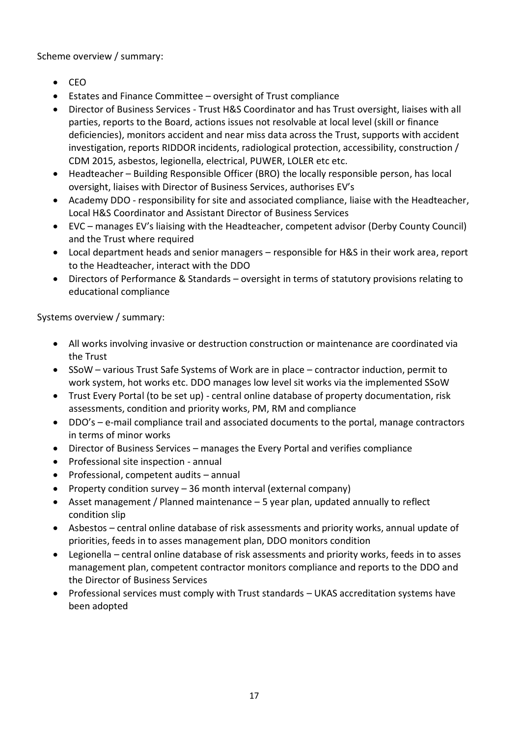Scheme overview / summary:

- CEO
- Estates and Finance Committee – oversight of Trust compliance
- Director of Business Services - Trust H&S Coordinator and has Trust oversight, liaises with all parties, reports to the Board, actions issues not resolvable at local level (skill or finance deficiencies), monitors accident and near miss data across the Trust, supports with accident investigation, reports RIDDOR incidents, radiological protection, accessibility, construction / CDM 2015, asbestos, legionella, electrical, PUWER, LOLER etc etc.
- Headteacher – Building Responsible Officer (BRO) the locally responsible person, has local oversight, liaises with Director of Business Services, authorises EV's
- Academy DDO - responsibility for site and associated compliance, liaise with the Headteacher, Local H&S Coordinator and Assistant Director of Business Services
- EVC – manages EV's liaising with the Headteacher, competent advisor (Derby County Council) and the Trust where required
- Local department heads and senior managers – responsible for H&S in their work area, report to the Headteacher, interact with the DDO
- Directors of Performance & Standards – oversight in terms of statutory provisions relating to educational compliance

Systems overview / summary:

- All works involving invasive or destruction construction or maintenance are coordinated via the Trust
- SSoW – various Trust Safe Systems of Work are in place – contractor induction, permit to work system, hot works etc. DDO manages low level sit works via the implemented SSoW
- Trust Every Portal (to be set up) - central online database of property documentation, risk assessments, condition and priority works, PM, RM and compliance
- DDO's – e-mail compliance trail and associated documents to the portal, manage contractors in terms of minor works
- Director of Business Services – manages the Every Portal and verifies compliance
- Professional site inspection - annual
- Professional, competent audits – annual
- Property condition survey – 36 month interval (external company)
- Asset management / Planned maintenance – 5 year plan, updated annually to reflect condition slip
- Asbestos – central online database of risk assessments and priority works, annual update of priorities, feeds in to asses management plan, DDO monitors condition
- Legionella – central online database of risk assessments and priority works, feeds in to asses management plan, competent contractor monitors compliance and reports to the DDO and the Director of Business Services
- Professional services must comply with Trust standards – UKAS accreditation systems have been adopted